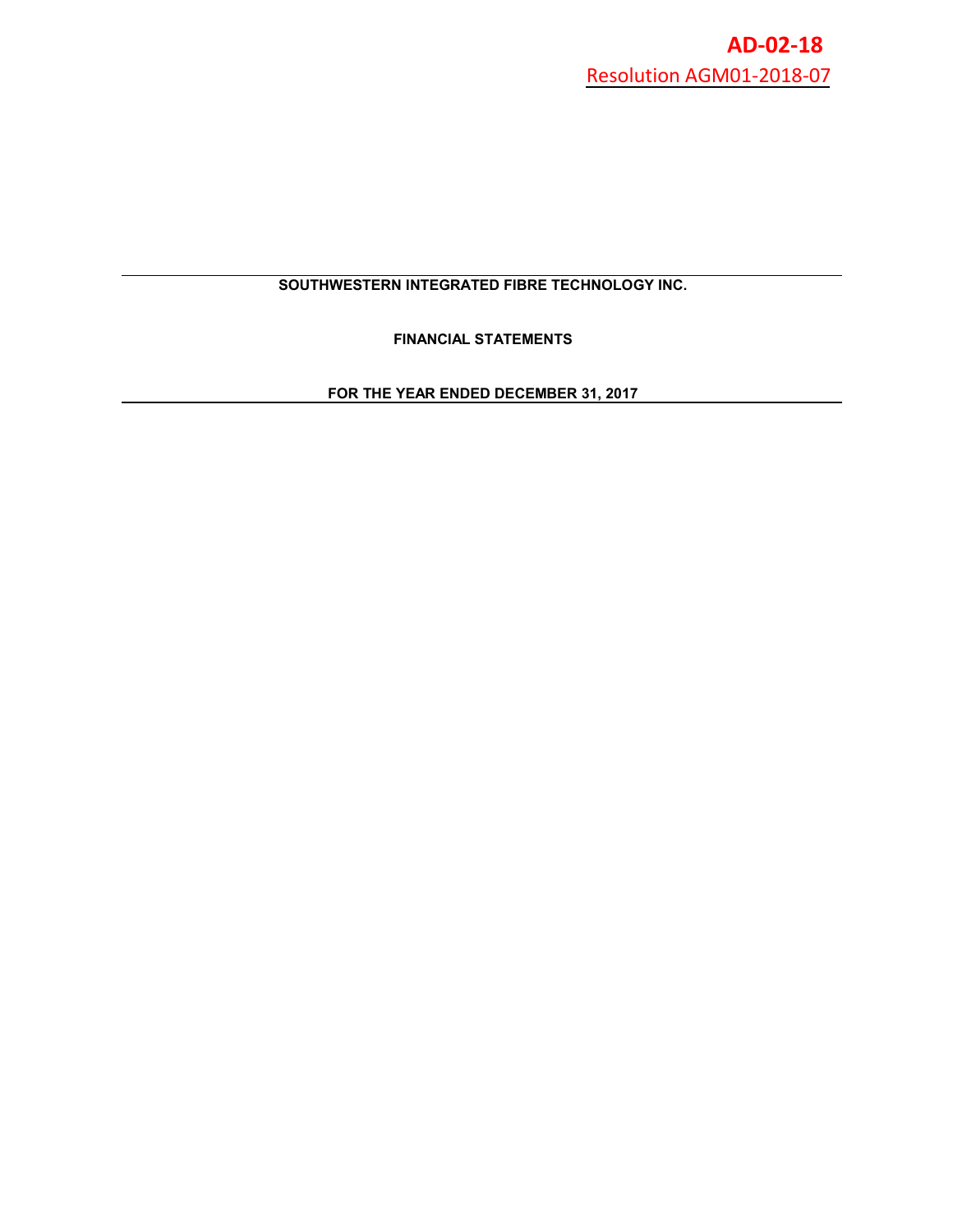**AD-02-18**

Resolution AGM01-2018-07

# SOUTHWESTERN INTEGRATED FIBRE TECHNOLOGY INC.

## FINANCIAL STATEMENTS

## FOR THE YEAR ENDED DECEMBER 31, 2017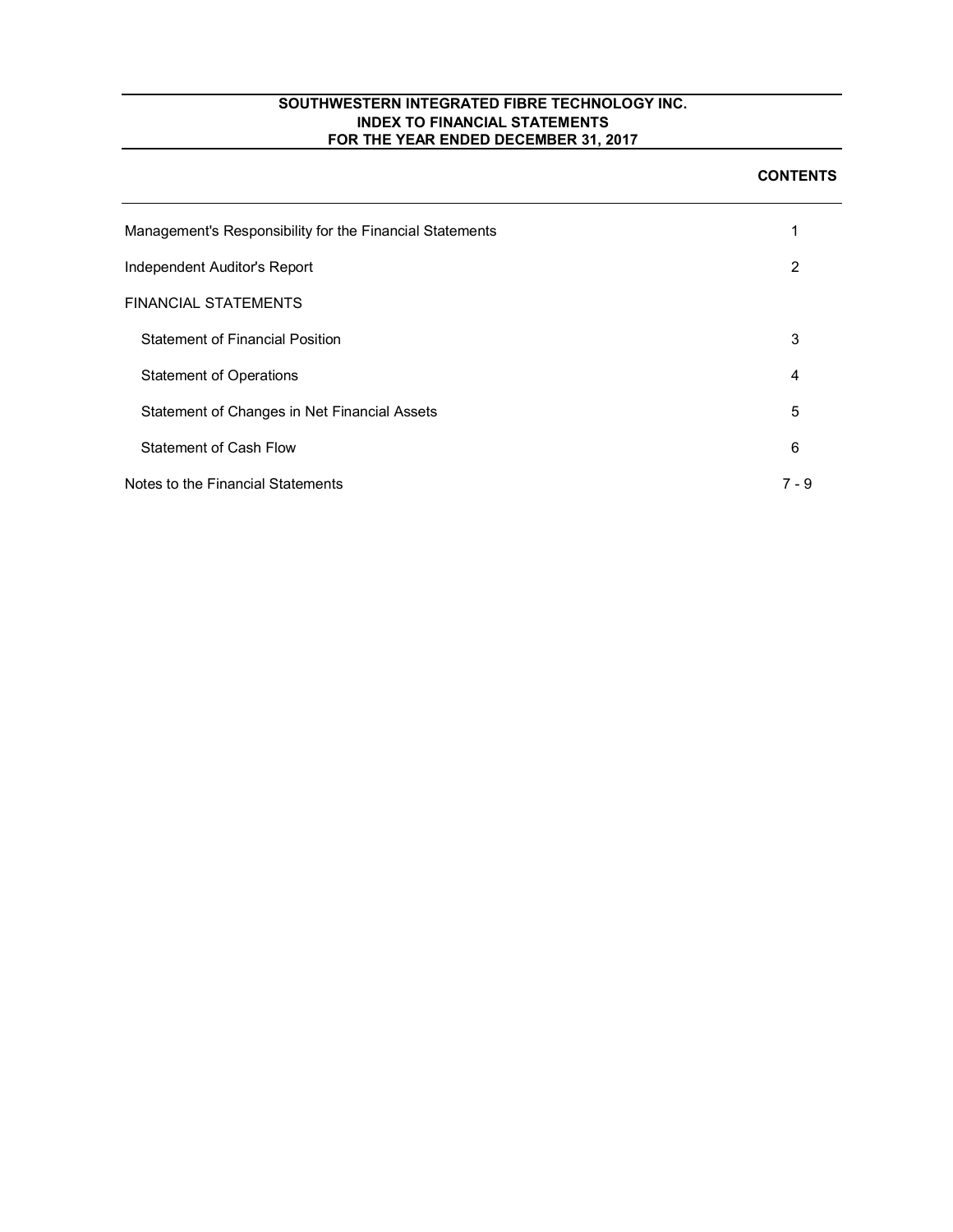**SOUTHWESTERN INTEGRATED FIBRE TECHNOLOGY INC.**
**INDEX TO FINANCIAL STATEMENTS**
**FOR THE YEAR ENDED DECEMBER 31, 2017**

| | **CONTENTS** |
|---|---|
| Management's Responsibility for the Financial Statements | 1 |
| Independent Auditor's Report | 2 |
| FINANCIAL STATEMENTS | |
| Statement of Financial Position | 3 |
| Statement of Operations | 4 |
| Statement of Changes in Net Financial Assets | 5 |
| Statement of Cash Flow | 6 |
| Notes to the Financial Statements | 7 - 9 |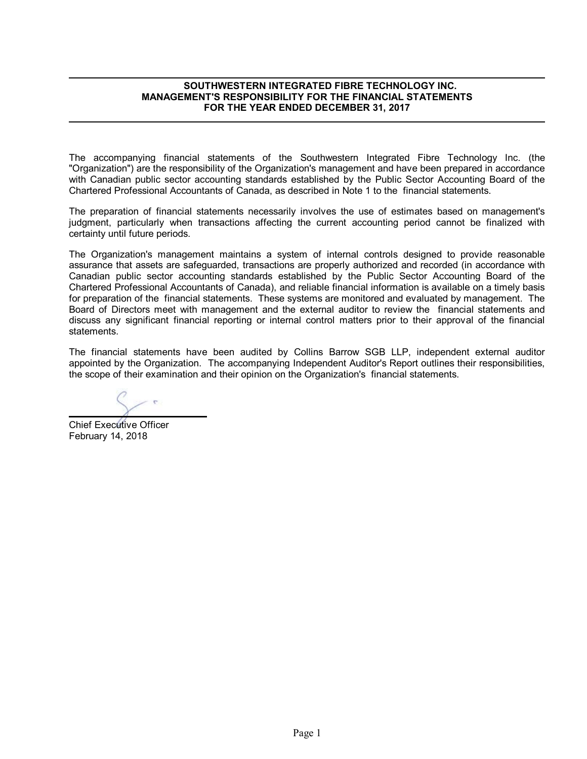# SOUTHWESTERN INTEGRATED FIBRE TECHNOLOGY INC.
## MANAGEMENT'S RESPONSIBILITY FOR THE FINANCIAL STATEMENTS
### FOR THE YEAR ENDED DECEMBER 31, 2017

The accompanying financial statements of the Southwestern Integrated Fibre Technology Inc. (the "Organization") are the responsibility of the Organization's management and have been prepared in accordance with Canadian public sector accounting standards established by the Public Sector Accounting Board of the Chartered Professional Accountants of Canada, as described in Note 1 to the financial statements.

The preparation of financial statements necessarily involves the use of estimates based on management's judgment, particularly when transactions affecting the current accounting period cannot be finalized with certainty until future periods.

The Organization's management maintains a system of internal controls designed to provide reasonable assurance that assets are safeguarded, transactions are properly authorized and recorded (in accordance with Canadian public sector accounting standards established by the Public Sector Accounting Board of the Chartered Professional Accountants of Canada), and reliable financial information is available on a timely basis for preparation of the financial statements. These systems are monitored and evaluated by management. The Board of Directors meet with management and the external auditor to review the financial statements and discuss any significant financial reporting or internal control matters prior to their approval of the financial statements.

The financial statements have been audited by Collins Barrow SGB LLP, independent external auditor appointed by the Organization. The accompanying Independent Auditor's Report outlines their responsibilities, the scope of their examination and their opinion on the Organization's financial statements.

Chief Executive Officer
February 14, 2018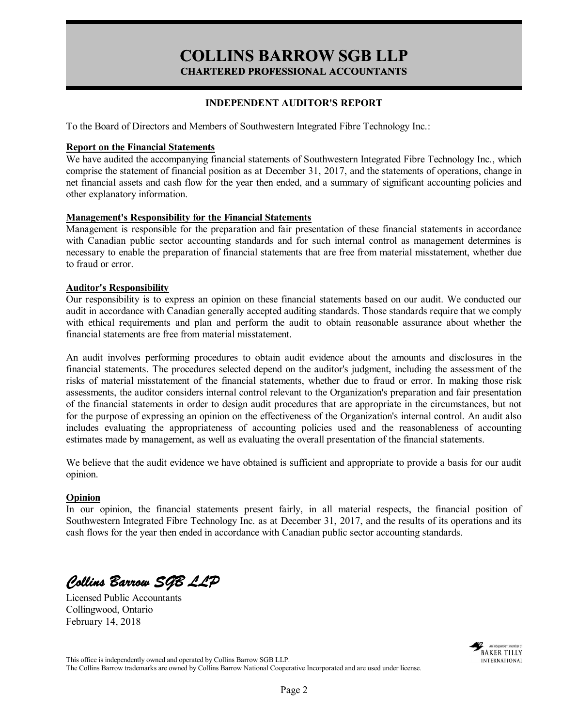# COLLINS BARROW SGB LLP

**CHARTERED PROFESSIONAL ACCOUNTANTS**

## INDEPENDENT AUDITOR'S REPORT

To the Board of Directors and Members of Southwestern Integrated Fibre Technology Inc.:

### Report on the Financial Statements

We have audited the accompanying financial statements of Southwestern Integrated Fibre Technology Inc., which comprise the statement of financial position as at December 31, 2017, and the statements of operations, change in net financial assets and cash flow for the year then ended, and a summary of significant accounting policies and other explanatory information.

### Management's Responsibility for the Financial Statements

Management is responsible for the preparation and fair presentation of these financial statements in accordance with Canadian public sector accounting standards and for such internal control as management determines is necessary to enable the preparation of financial statements that are free from material misstatement, whether due to fraud or error.

### Auditor's Responsibility

Our responsibility is to express an opinion on these financial statements based on our audit. We conducted our audit in accordance with Canadian generally accepted auditing standards. Those standards require that we comply with ethical requirements and plan and perform the audit to obtain reasonable assurance about whether the financial statements are free from material misstatement.

An audit involves performing procedures to obtain audit evidence about the amounts and disclosures in the financial statements. The procedures selected depend on the auditor's judgment, including the assessment of the risks of material misstatement of the financial statements, whether due to fraud or error. In making those risk assessments, the auditor considers internal control relevant to the Organization's preparation and fair presentation of the financial statements in order to design audit procedures that are appropriate in the circumstances, but not for the purpose of expressing an opinion on the effectiveness of the Organization's internal control. An audit also includes evaluating the appropriateness of accounting policies used and the reasonableness of accounting estimates made by management, as well as evaluating the overall presentation of the financial statements.

We believe that the audit evidence we have obtained is sufficient and appropriate to provide a basis for our audit opinion.

### Opinion

In our opinion, the financial statements present fairly, in all material respects, the financial position of Southwestern Integrated Fibre Technology Inc. as at December 31, 2017, and the results of its operations and its cash flows for the year then ended in accordance with Canadian public sector accounting standards.

*Collins Barrow SGB LLP*

Licensed Public Accountants
Collingwood, Ontario
February 14, 2018

An independent member of BAKER TILLY INTERNATIONAL

This office is independently owned and operated by Collins Barrow SGB LLP.
The Collins Barrow trademarks are owned by Collins Barrow National Cooperative Incorporated and are used under license.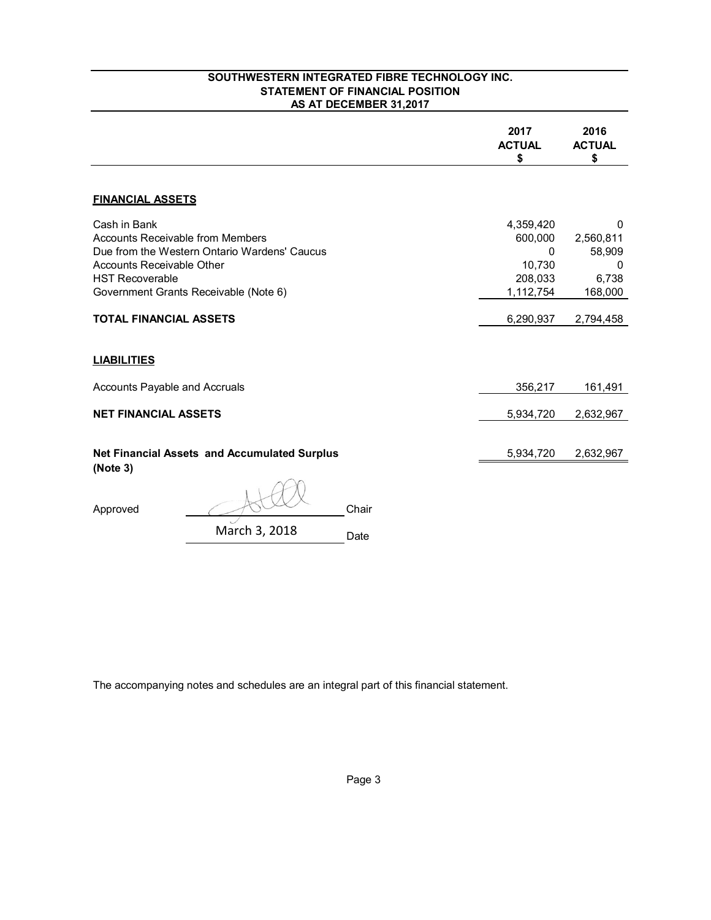# SOUTHWESTERN INTEGRATED FIBRE TECHNOLOGY INC.
## STATEMENT OF FINANCIAL POSITION
### AS AT DECEMBER 31,2017

| | 2017 ACTUAL $ | 2016 ACTUAL $ |
|---|---|---|
| **FINANCIAL ASSETS** | | |
| Cash in Bank | 4,359,420 | 0 |
| Accounts Receivable from Members | 600,000 | 2,560,811 |
| Due from the Western Ontario Wardens' Caucus | 0 | 58,909 |
| Accounts Receivable Other | 10,730 | 0 |
| HST Recoverable | 208,033 | 6,738 |
| Government Grants Receivable (Note 6) | 1,112,754 | 168,000 |
| **TOTAL FINANCIAL ASSETS** | 6,290,937 | 2,794,458 |
| **LIABILITIES** | | |
| Accounts Payable and Accruals | 356,217 | 161,491 |
| **NET FINANCIAL ASSETS** | 5,934,720 | 2,632,967 |
| **Net Financial Assets and Accumulated Surplus (Note 3)** | 5,934,720 | 2,632,967 |

Approved ______________ Chair

March 3, 2018 Date

The accompanying notes and schedules are an integral part of this financial statement.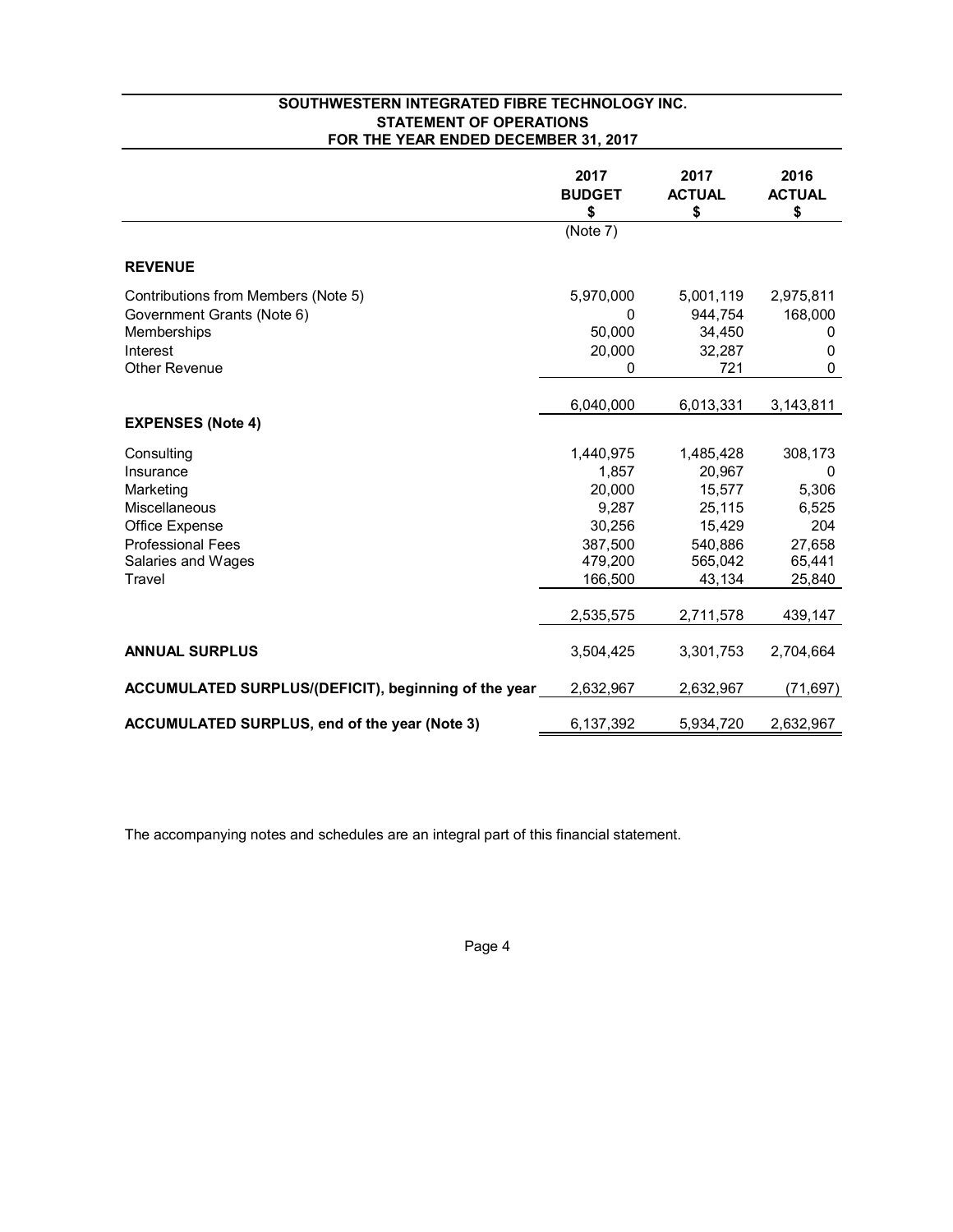# SOUTHWESTERN INTEGRATED FIBRE TECHNOLOGY INC.
## STATEMENT OF OPERATIONS
## FOR THE YEAR ENDED DECEMBER 31, 2017

| | 2017 BUDGET $ (Note 7) | 2017 ACTUAL $ | 2016 ACTUAL $ |
|---|---|---|---|
| **REVENUE** | | | |
| Contributions from Members (Note 5) | 5,970,000 | 5,001,119 | 2,975,811 |
| Government Grants (Note 6) | 0 | 944,754 | 168,000 |
| Memberships | 50,000 | 34,450 | 0 |
| Interest | 20,000 | 32,287 | 0 |
| Other Revenue | 0 | 721 | 0 |
| | 6,040,000 | 6,013,331 | 3,143,811 |
| **EXPENSES (Note 4)** | | | |
| Consulting | 1,440,975 | 1,485,428 | 308,173 |
| Insurance | 1,857 | 20,967 | 0 |
| Marketing | 20,000 | 15,577 | 5,306 |
| Miscellaneous | 9,287 | 25,115 | 6,525 |
| Office Expense | 30,256 | 15,429 | 204 |
| Professional Fees | 387,500 | 540,886 | 27,658 |
| Salaries and Wages | 479,200 | 565,042 | 65,441 |
| Travel | 166,500 | 43,134 | 25,840 |
| | 2,535,575 | 2,711,578 | 439,147 |
| **ANNUAL SURPLUS** | 3,504,425 | 3,301,753 | 2,704,664 |
| **ACCUMULATED SURPLUS/(DEFICIT), beginning of the year** | 2,632,967 | 2,632,967 | (71,697) |
| **ACCUMULATED SURPLUS, end of the year (Note 3)** | 6,137,392 | 5,934,720 | 2,632,967 |

The accompanying notes and schedules are an integral part of this financial statement.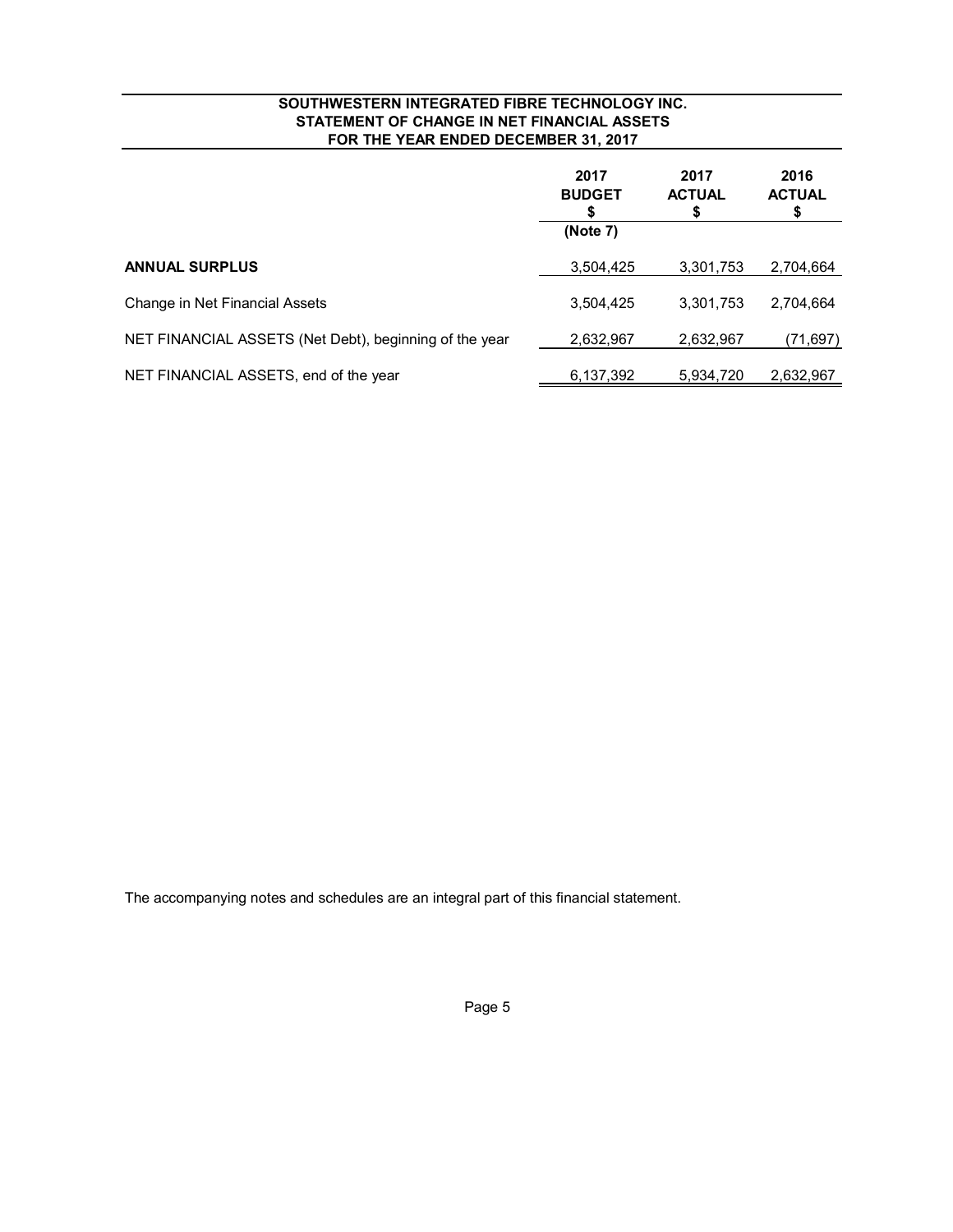# SOUTHWESTERN INTEGRATED FIBRE TECHNOLOGY INC.
## STATEMENT OF CHANGE IN NET FINANCIAL ASSETS
### FOR THE YEAR ENDED DECEMBER 31, 2017

| | 2017 BUDGET $ (Note 7) | 2017 ACTUAL $ | 2016 ACTUAL $ |
|---|---|---|---|
| **ANNUAL SURPLUS** | 3,504,425 | 3,301,753 | 2,704,664 |
| Change in Net Financial Assets | 3,504,425 | 3,301,753 | 2,704,664 |
| NET FINANCIAL ASSETS (Net Debt), beginning of the year | 2,632,967 | 2,632,967 | (71,697) |
| NET FINANCIAL ASSETS, end of the year | 6,137,392 | 5,934,720 | 2,632,967 |

The accompanying notes and schedules are an integral part of this financial statement.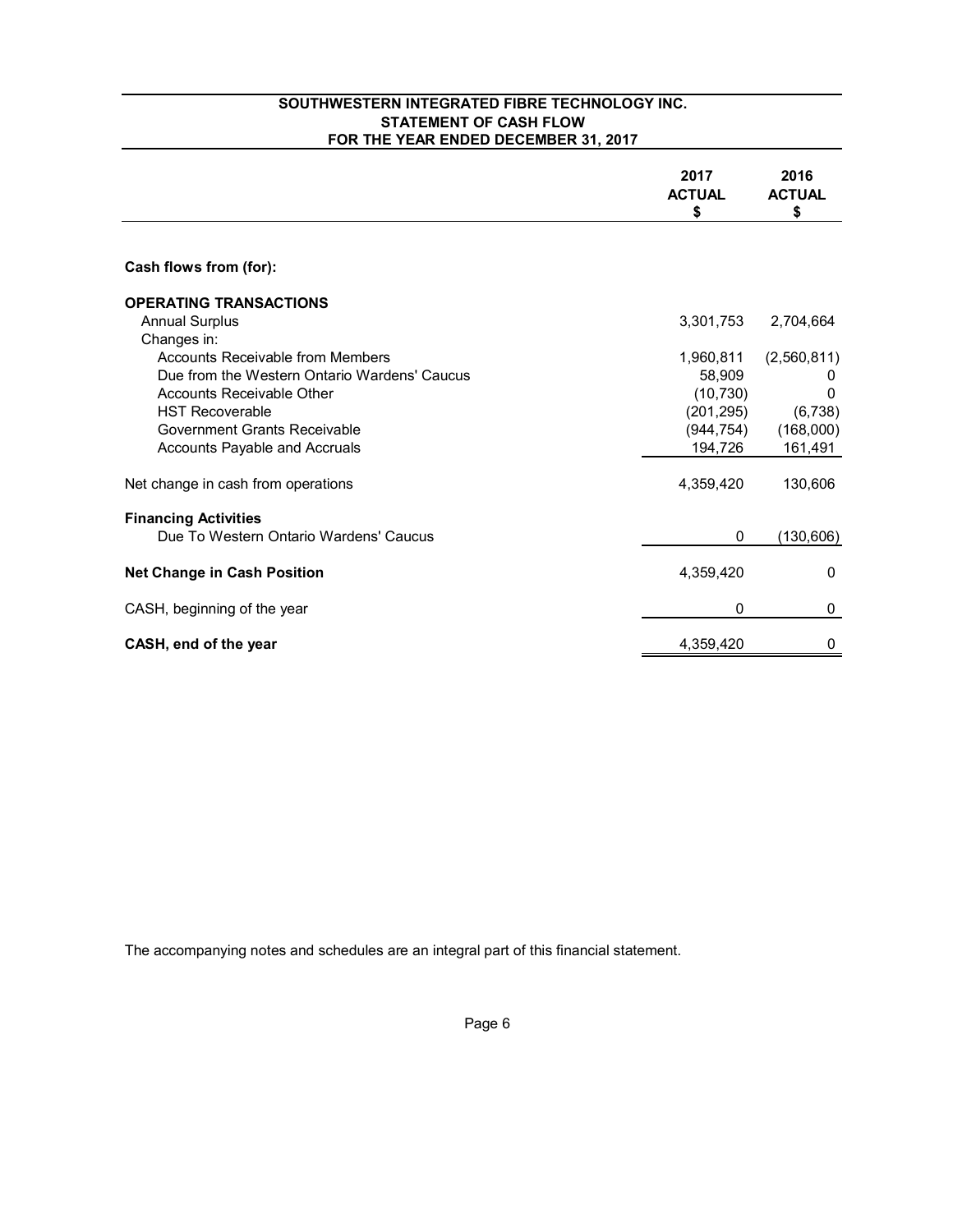# SOUTHWESTERN INTEGRATED FIBRE TECHNOLOGY INC.
## STATEMENT OF CASH FLOW
## FOR THE YEAR ENDED DECEMBER 31, 2017

| | 2017 ACTUAL $ | 2016 ACTUAL $ |
|---|---|---|
| **Cash flows from (for):** | | |
| **OPERATING TRANSACTIONS** | | |
| Annual Surplus | 3,301,753 | 2,704,664 |
| Changes in: | | |
| Accounts Receivable from Members | 1,960,811 | (2,560,811) |
| Due from the Western Ontario Wardens' Caucus | 58,909 | 0 |
| Accounts Receivable Other | (10,730) | 0 |
| HST Recoverable | (201,295) | (6,738) |
| Government Grants Receivable | (944,754) | (168,000) |
| Accounts Payable and Accruals | 194,726 | 161,491 |
| Net change in cash from operations | 4,359,420 | 130,606 |
| **Financing Activities** | | |
| Due To Western Ontario Wardens' Caucus | 0 | (130,606) |
| **Net Change in Cash Position** | 4,359,420 | 0 |
| CASH, beginning of the year | 0 | 0 |
| **CASH, end of the year** | 4,359,420 | 0 |

The accompanying notes and schedules are an integral part of this financial statement.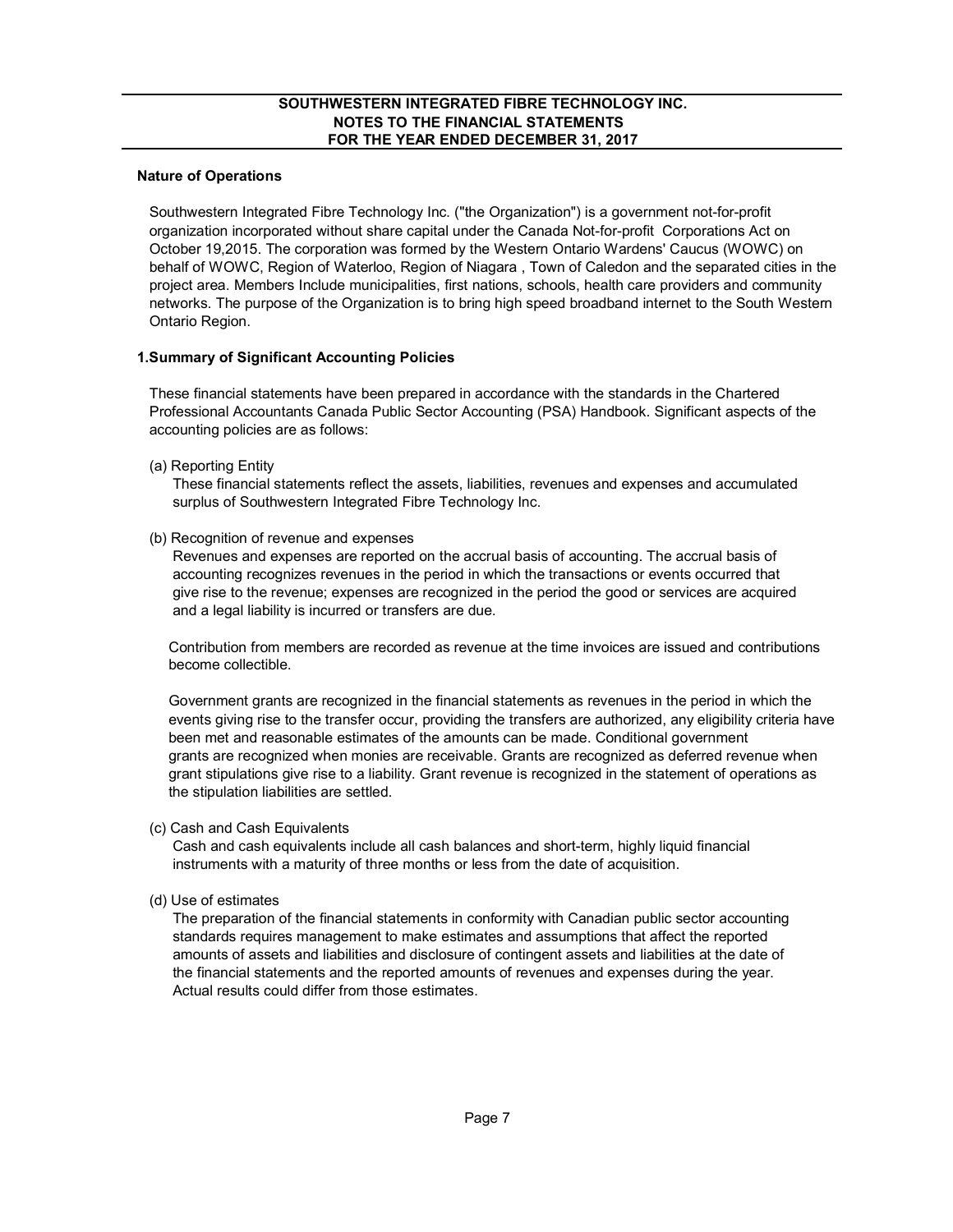# SOUTHWESTERN INTEGRATED FIBRE TECHNOLOGY INC.
## NOTES TO THE FINANCIAL STATEMENTS
## FOR THE YEAR ENDED DECEMBER 31, 2017

### Nature of Operations

Southwestern Integrated Fibre Technology Inc. ("the Organization") is a government not-for-profit organization incorporated without share capital under the Canada Not-for-profit Corporations Act on October 19,2015. The corporation was formed by the Western Ontario Wardens' Caucus (WOWC) on behalf of WOWC, Region of Waterloo, Region of Niagara , Town of Caledon and the separated cities in the project area. Members Include municipalities, first nations, schools, health care providers and community networks. The purpose of the Organization is to bring high speed broadband internet to the South Western Ontario Region.

### 1.Summary of Significant Accounting Policies

These financial statements have been prepared in accordance with the standards in the Chartered Professional Accountants Canada Public Sector Accounting (PSA) Handbook. Significant aspects of the accounting policies are as follows:

(a) Reporting Entity

These financial statements reflect the assets, liabilities, revenues and expenses and accumulated surplus of Southwestern Integrated Fibre Technology Inc.

(b) Recognition of revenue and expenses

Revenues and expenses are reported on the accrual basis of accounting. The accrual basis of accounting recognizes revenues in the period in which the transactions or events occurred that give rise to the revenue; expenses are recognized in the period the good or services are acquired and a legal liability is incurred or transfers are due.

Contribution from members are recorded as revenue at the time invoices are issued and contributions become collectible.

Government grants are recognized in the financial statements as revenues in the period in which the events giving rise to the transfer occur, providing the transfers are authorized, any eligibility criteria have been met and reasonable estimates of the amounts can be made. Conditional government grants are recognized when monies are receivable. Grants are recognized as deferred revenue when grant stipulations give rise to a liability. Grant revenue is recognized in the statement of operations as the stipulation liabilities are settled.

(c) Cash and Cash Equivalents

Cash and cash equivalents include all cash balances and short-term, highly liquid financial instruments with a maturity of three months or less from the date of acquisition.

(d) Use of estimates

The preparation of the financial statements in conformity with Canadian public sector accounting standards requires management to make estimates and assumptions that affect the reported amounts of assets and liabilities and disclosure of contingent assets and liabilities at the date of the financial statements and the reported amounts of revenues and expenses during the year. Actual results could differ from those estimates.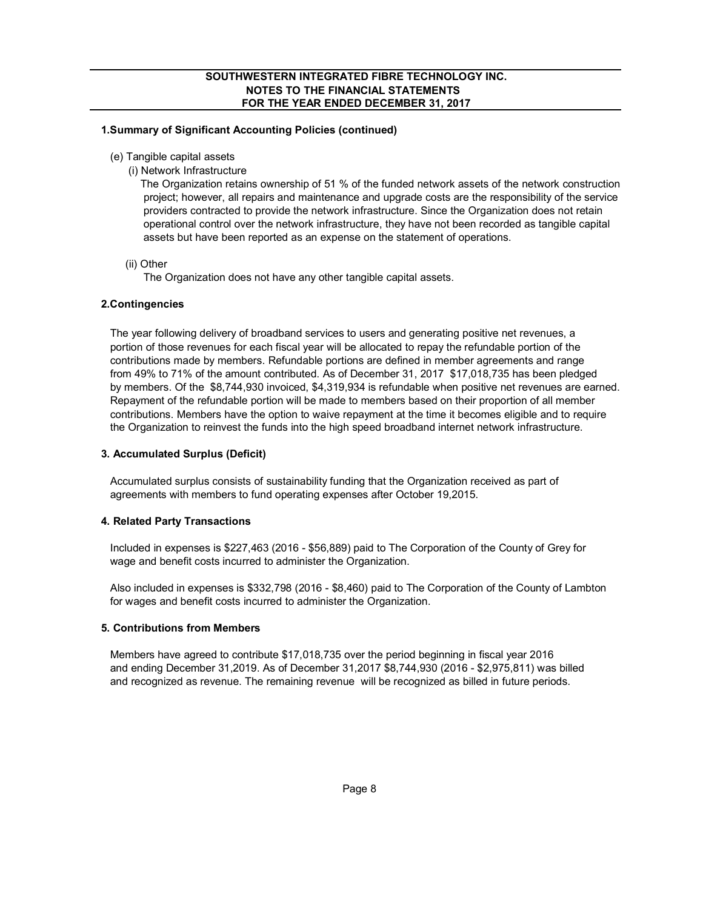**1.Summary of Significant Accounting Policies (continued)**

(e) Tangible capital assets

(i) Network Infrastructure

The Organization retains ownership of 51 % of the funded network assets of the network construction project; however, all repairs and maintenance and upgrade costs are the responsibility of the service providers contracted to provide the network infrastructure. Since the Organization does not retain operational control over the network infrastructure, they have not been recorded as tangible capital assets but have been reported as an expense on the statement of operations.

(ii) Other

The Organization does not have any other tangible capital assets.

**2.Contingencies**

The year following delivery of broadband services to users and generating positive net revenues, a portion of those revenues for each fiscal year will be allocated to repay the refundable portion of the contributions made by members. Refundable portions are defined in member agreements and range from 49% to 71% of the amount contributed. As of December 31, 2017 $17,018,735 has been pledged by members. Of the $8,744,930 invoiced, $4,319,934 is refundable when positive net revenues are earned. Repayment of the refundable portion will be made to members based on their proportion of all member contributions. Members have the option to waive repayment at the time it becomes eligible and to require the Organization to reinvest the funds into the high speed broadband internet network infrastructure.

**3. Accumulated Surplus (Deficit)**

Accumulated surplus consists of sustainability funding that the Organization received as part of agreements with members to fund operating expenses after October 19,2015.

**4. Related Party Transactions**

Included in expenses is $227,463 (2016 - $56,889) paid to The Corporation of the County of Grey for wage and benefit costs incurred to administer the Organization.

Also included in expenses is $332,798 (2016 - $8,460) paid to The Corporation of the County of Lambton for wages and benefit costs incurred to administer the Organization.

**5. Contributions from Members**

Members have agreed to contribute $17,018,735 over the period beginning in fiscal year 2016 and ending December 31,2019. As of December 31,2017 $8,744,930 (2016 - $2,975,811) was billed and recognized as revenue. The remaining revenue will be recognized as billed in future periods.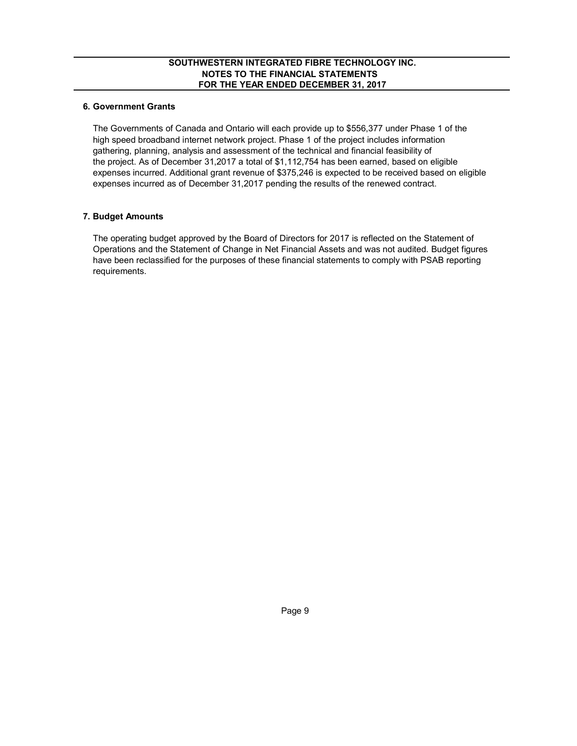### 6. Government Grants

The Governments of Canada and Ontario will each provide up to $556,377 under Phase 1 of the high speed broadband internet network project. Phase 1 of the project includes information gathering, planning, analysis and assessment of the technical and financial feasibility of the project. As of December 31,2017 a total of $1,112,754 has been earned, based on eligible expenses incurred. Additional grant revenue of $375,246 is expected to be received based on eligible expenses incurred as of December 31,2017 pending the results of the renewed contract.

### 7. Budget Amounts

The operating budget approved by the Board of Directors for 2017 is reflected on the Statement of Operations and the Statement of Change in Net Financial Assets and was not audited. Budget figures have been reclassified for the purposes of these financial statements to comply with PSAB reporting requirements.